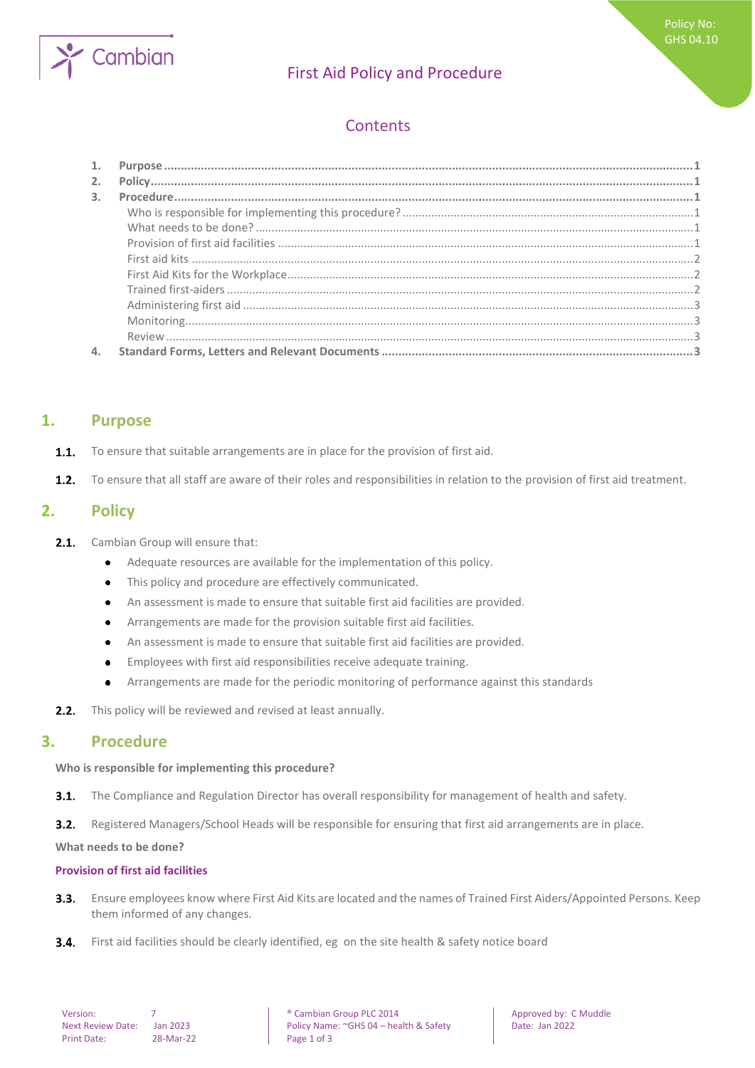Policy No: GHS 04.10

# First Aid Policy and Procedure

## Contents

1. Purpose ..... 1
2. Policy ..... 1
3. Procedure ..... 1
   - Who is responsible for implementing this procedure? ..... 1
   - What needs to be done? ..... 1
   - Provision of first aid facilities ..... 1
   - First aid kits ..... 2
   - First Aid Kits for the Workplace ..... 2
   - Trained first-aiders ..... 2
   - Administering first aid ..... 3
   - Monitoring ..... 3
   - Review ..... 3
4. Standard Forms, Letters and Relevant Documents ..... 3

## 1. Purpose

**1.1.** To ensure that suitable arrangements are in place for the provision of first aid.

**1.2.** To ensure that all staff are aware of their roles and responsibilities in relation to the provision of first aid treatment.

## 2. Policy

**2.1.** Cambian Group will ensure that:

- Adequate resources are available for the implementation of this policy.
- This policy and procedure are effectively communicated.
- An assessment is made to ensure that suitable first aid facilities are provided.
- Arrangements are made for the provision suitable first aid facilities.
- An assessment is made to ensure that suitable first aid facilities are provided.
- Employees with first aid responsibilities receive adequate training.
- Arrangements are made for the periodic monitoring of performance against this standards

**2.2.** This policy will be reviewed and revised at least annually.

## 3. Procedure

**Who is responsible for implementing this procedure?**

**3.1.** The Compliance and Regulation Director has overall responsibility for management of health and safety.

**3.2.** Registered Managers/School Heads will be responsible for ensuring that first aid arrangements are in place.

**What needs to be done?**

### Provision of first aid facilities

**3.3.** Ensure employees know where First Aid Kits are located and the names of Trained First Aiders/Appointed Persons. Keep them informed of any changes.

**3.4.** First aid facilities should be clearly identified, eg on the site health & safety notice board

Version: 7
Next Review Date: Jan 2023
Print Date: 28-Mar-22

® Cambian Group PLC 2014
Policy Name: ~GHS 04 – health & Safety

Approved by: C Muddle
Date: Jan 2022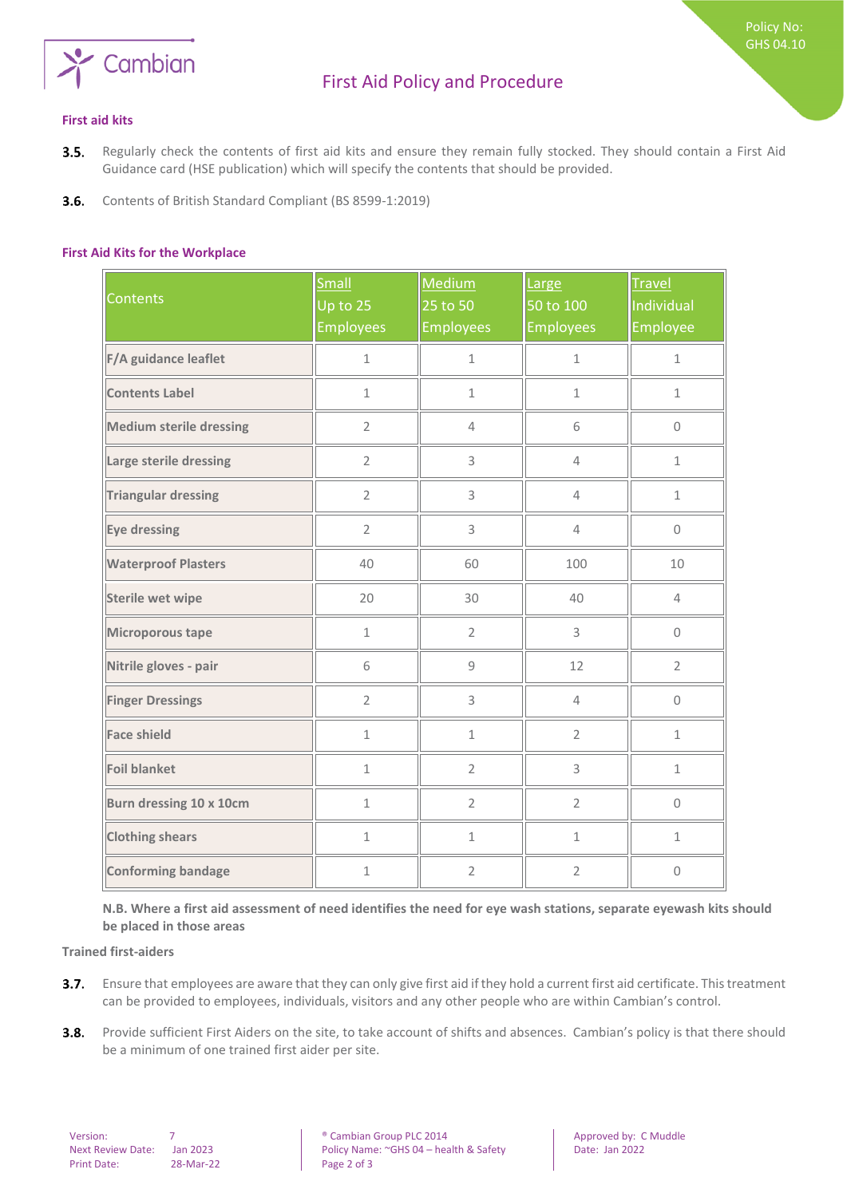#### First aid kits

**3.5.** Regularly check the contents of first aid kits and ensure they remain fully stocked. They should contain a First Aid Guidance card (HSE publication) which will specify the contents that should be provided.

**3.6.** Contents of British Standard Compliant (BS 8599-1:2019)

#### First Aid Kits for the Workplace

| Contents | Small Up to 25 Employees | Medium 25 to 50 Employees | Large 50 to 100 Employees | Travel Individual Employee |
|---|---|---|---|---|
| **F/A guidance leaflet** | 1 | 1 | 1 | 1 |
| **Contents Label** | 1 | 1 | 1 | 1 |
| **Medium sterile dressing** | 2 | 4 | 6 | 0 |
| **Large sterile dressing** | 2 | 3 | 4 | 1 |
| **Triangular dressing** | 2 | 3 | 4 | 1 |
| **Eye dressing** | 2 | 3 | 4 | 0 |
| **Waterproof Plasters** | 40 | 60 | 100 | 10 |
| **Sterile wet wipe** | 20 | 30 | 40 | 4 |
| **Microporous tape** | 1 | 2 | 3 | 0 |
| **Nitrile gloves - pair** | 6 | 9 | 12 | 2 |
| **Finger Dressings** | 2 | 3 | 4 | 0 |
| **Face shield** | 1 | 1 | 2 | 1 |
| **Foil blanket** | 1 | 2 | 3 | 1 |
| **Burn dressing 10 x 10cm** | 1 | 2 | 2 | 0 |
| **Clothing shears** | 1 | 1 | 1 | 1 |
| **Conforming bandage** | 1 | 2 | 2 | 0 |

**N.B. Where a first aid assessment of need identifies the need for eye wash stations, separate eyewash kits should be placed in those areas**

#### Trained first-aiders

**3.7.** Ensure that employees are aware that they can only give first aid if they hold a current first aid certificate. This treatment can be provided to employees, individuals, visitors and any other people who are within Cambian's control.

**3.8.** Provide sufficient First Aiders on the site, to take account of shifts and absences. Cambian's policy is that there should be a minimum of one trained first aider per site.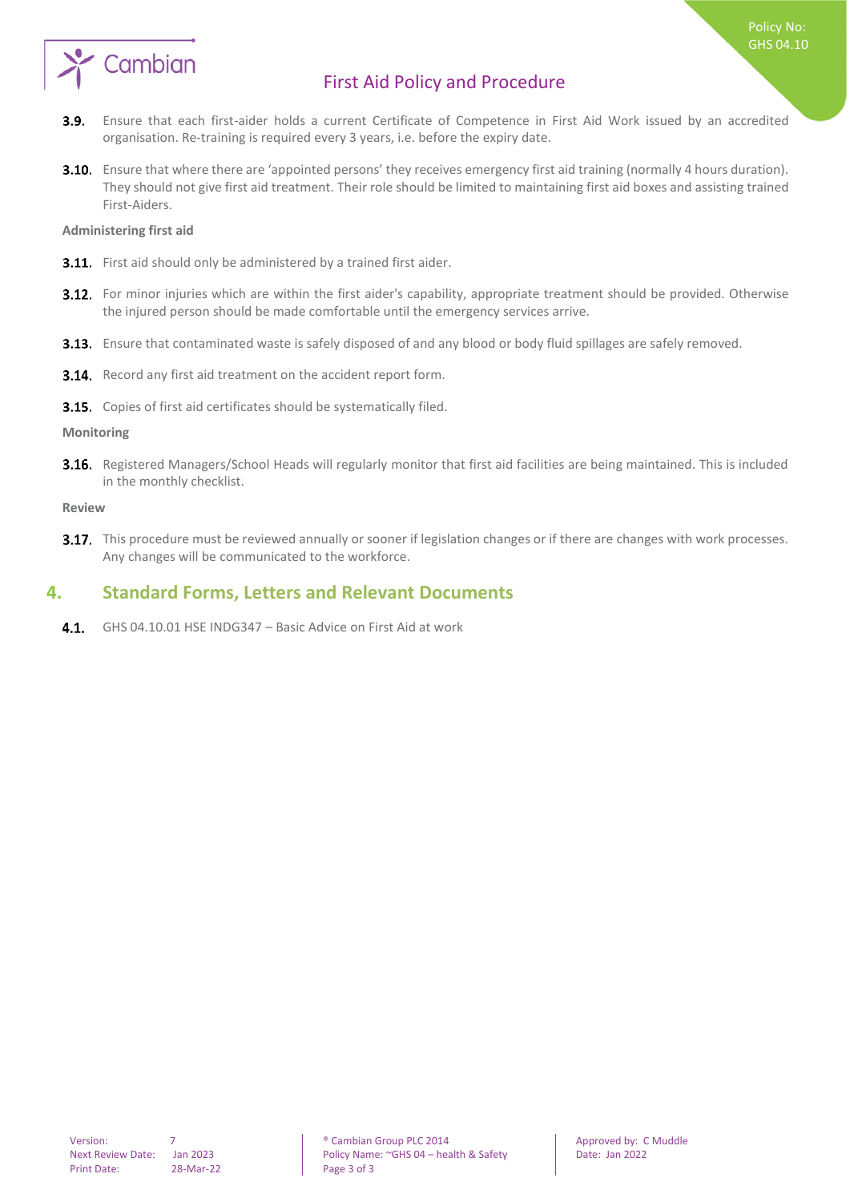3.9. Ensure that each first-aider holds a current Certificate of Competence in First Aid Work issued by an accredited organisation. Re-training is required every 3 years, i.e. before the expiry date.

3.10. Ensure that where there are 'appointed persons' they receives emergency first aid training (normally 4 hours duration). They should not give first aid treatment. Their role should be limited to maintaining first aid boxes and assisting trained First-Aiders.

**Administering first aid**

3.11. First aid should only be administered by a trained first aider.

3.12. For minor injuries which are within the first aider's capability, appropriate treatment should be provided. Otherwise the injured person should be made comfortable until the emergency services arrive.

3.13. Ensure that contaminated waste is safely disposed of and any blood or body fluid spillages are safely removed.

3.14. Record any first aid treatment on the accident report form.

3.15. Copies of first aid certificates should be systematically filed.

**Monitoring**

3.16. Registered Managers/School Heads will regularly monitor that first aid facilities are being maintained. This is included in the monthly checklist.

**Review**

3.17. This procedure must be reviewed annually or sooner if legislation changes or if there are changes with work processes. Any changes will be communicated to the workforce.

## 4. Standard Forms, Letters and Relevant Documents

4.1. GHS 04.10.01 HSE INDG347 – Basic Advice on First Aid at work